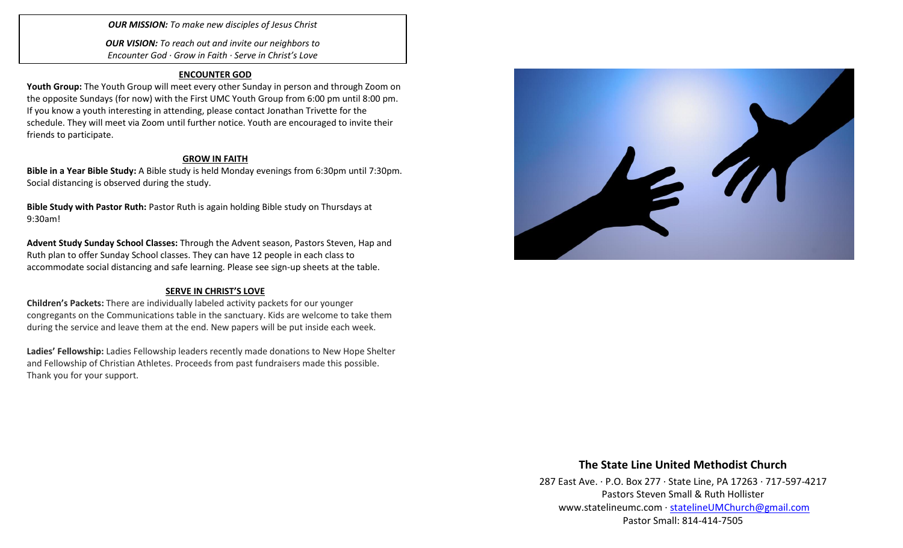***OUR MISSION:*** *To make new disciples of Jesus Christ*

***OUR VISION:*** *To reach out and invite our neighbors to Encounter God · Grow in Faith · Serve in Christ's Love*

## ENCOUNTER GOD

**Youth Group:** The Youth Group will meet every other Sunday in person and through Zoom on the opposite Sundays (for now) with the First UMC Youth Group from 6:00 pm until 8:00 pm. If you know a youth interesting in attending, please contact Jonathan Trivette for the schedule. They will meet via Zoom until further notice. Youth are encouraged to invite their friends to participate.

## GROW IN FAITH

**Bible in a Year Bible Study:** A Bible study is held Monday evenings from 6:30pm until 7:30pm. Social distancing is observed during the study.

**Bible Study with Pastor Ruth:** Pastor Ruth is again holding Bible study on Thursdays at 9:30am!

**Advent Study Sunday School Classes:** Through the Advent season, Pastors Steven, Hap and Ruth plan to offer Sunday School classes. They can have 12 people in each class to accommodate social distancing and safe learning. Please see sign-up sheets at the table.

## SERVE IN CHRIST'S LOVE

**Children's Packets:** There are individually labeled activity packets for our younger congregants on the Communications table in the sanctuary. Kids are welcome to take them during the service and leave them at the end. New papers will be put inside each week.

**Ladies' Fellowship:** Ladies Fellowship leaders recently made donations to New Hope Shelter and Fellowship of Christian Athletes. Proceeds from past fundraisers made this possible. Thank you for your support.

# The State Line United Methodist Church

287 East Ave. · P.O. Box 277 · State Line, PA 17263 · 717-597-4217
Pastors Steven Small & Ruth Hollister
www.statelineumc.com · statelineUMChurch@gmail.com
Pastor Small: 814-414-7505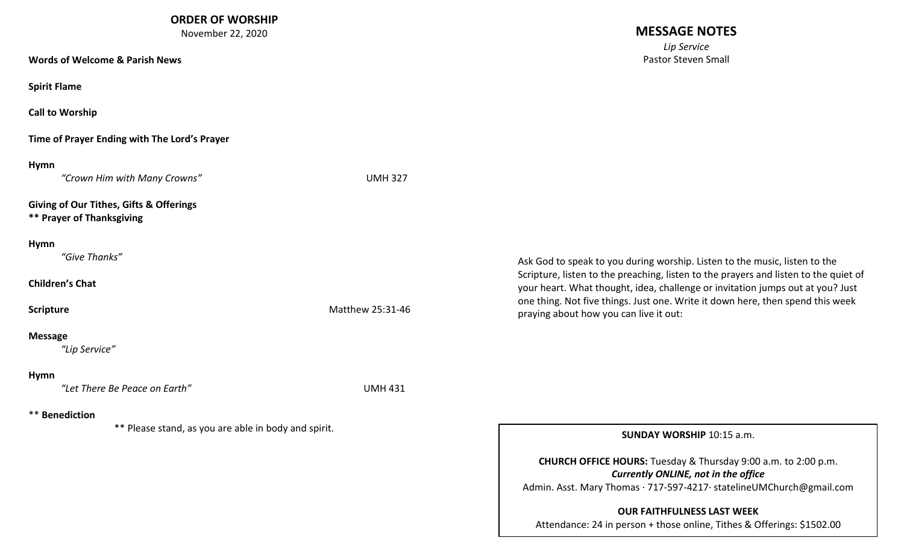## ORDER OF WORSHIP

November 22, 2020

**Words of Welcome & Parish News**

**Spirit Flame**

**Call to Worship**

**Time of Prayer Ending with The Lord's Prayer**

**Hymn**
*"Crown Him with Many Crowns"* UMH 327

**Giving of Our Tithes, Gifts & Offerings**
**\*\* Prayer of Thanksgiving**

**Hymn**
*"Give Thanks"*

**Children's Chat**

**Scripture** Matthew 25:31-46

**Message**
*"Lip Service"*

**Hymn**
*"Let There Be Peace on Earth"* UMH 431

\*\* **Benediction**

\*\* Please stand, as you are able in body and spirit.

## MESSAGE NOTES

*Lip Service*
Pastor Steven Small

Ask God to speak to you during worship. Listen to the music, listen to the Scripture, listen to the preaching, listen to the prayers and listen to the quiet of your heart. What thought, idea, challenge or invitation jumps out at you? Just one thing. Not five things. Just one. Write it down here, then spend this week praying about how you can live it out:

**SUNDAY WORSHIP** 10:15 a.m.

**CHURCH OFFICE HOURS:** Tuesday & Thursday 9:00 a.m. to 2:00 p.m.
***Currently ONLINE, not in the office***
Admin. Asst. Mary Thomas · 717-597-4217· statelineUMChurch@gmail.com

**OUR FAITHFULNESS LAST WEEK**
Attendance: 24 in person + those online, Tithes & Offerings: $1502.00